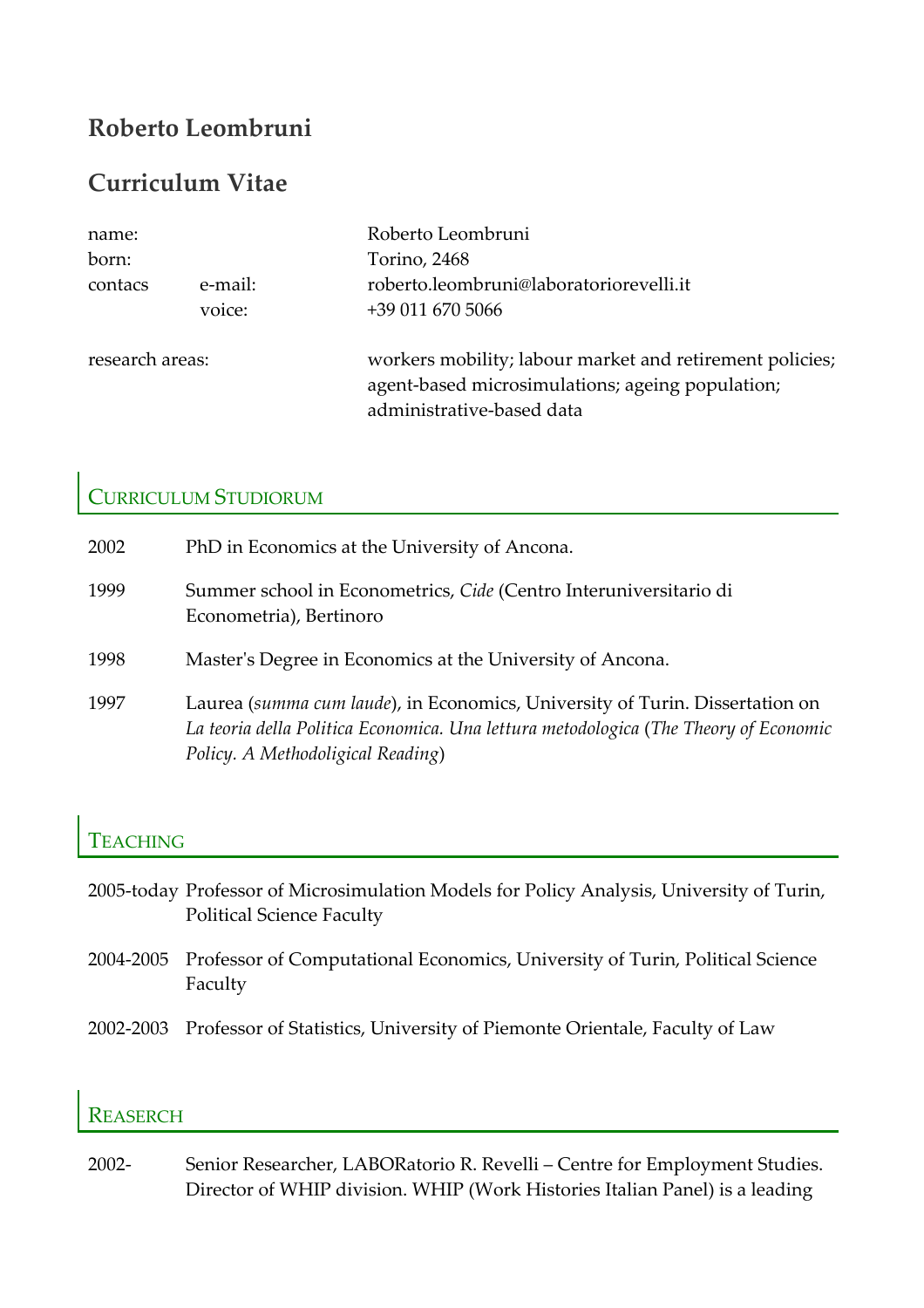# Roberto Leombruni

## Curriculum Vitae

| | | |
|---|---|---|
| name: | | Roberto Leombruni |
| born: | | Torino, 2468 |
| contacs | e-mail: | roberto.leombruni@laboratoriorevelli.it |
| | voice: | +39 011 670 5066 |
| research areas: | | workers mobility; labour market and retirement policies; agent-based microsimulations; ageing population; administrative-based data |

## Curriculum Studiorum

2002 PhD in Economics at the University of Ancona.

1999 Summer school in Econometrics, *Cide* (Centro Interuniversitario di Econometria), Bertinoro

1998 Master's Degree in Economics at the University of Ancona.

1997 Laurea (*summa cum laude*), in Economics, University of Turin. Dissertation on *La teoria della Politica Economica. Una lettura metodologica* (*The Theory of Economic Policy. A Methodoligical Reading*)

## Teaching

2005-today Professor of Microsimulation Models for Policy Analysis, University of Turin, Political Science Faculty

2004-2005 Professor of Computational Economics, University of Turin, Political Science Faculty

2002-2003 Professor of Statistics, University of Piemonte Orientale, Faculty of Law

## Reaserch

2002- Senior Researcher, LABORatorio R. Revelli – Centre for Employment Studies. Director of WHIP division. WHIP (Work Histories Italian Panel) is a leading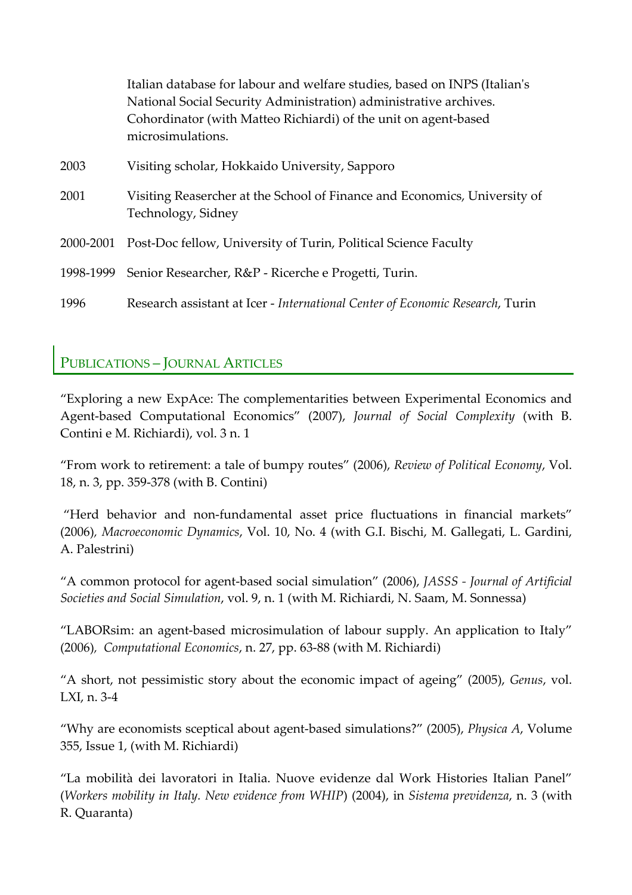| | |
|---|---|
| | Italian database for labour and welfare studies, based on INPS (Italian's National Social Security Administration) administrative archives. Cohordinator (with Matteo Richiardi) of the unit on agent-based microsimulations. |
| 2003 | Visiting scholar, Hokkaido University, Sapporo |
| 2001 | Visiting Reasercher at the School of Finance and Economics, University of Technology, Sidney |
| 2000-2001 | Post-Doc fellow, University of Turin, Political Science Faculty |
| 1998-1999 | Senior Researcher, R&P - Ricerche e Progetti, Turin. |
| 1996 | Research assistant at Icer - *International Center of Economic Research*, Turin |

## Publications – Journal Articles

"Exploring a new ExpAce: The complementarities between Experimental Economics and Agent-based Computational Economics" (2007), *Journal of Social Complexity* (with B. Contini e M. Richiardi), vol. 3 n. 1

"From work to retirement: a tale of bumpy routes" (2006), *Review of Political Economy*, Vol. 18, n. 3, pp. 359-378 (with B. Contini)

"Herd behavior and non-fundamental asset price fluctuations in financial markets" (2006), *Macroeconomic Dynamics*, Vol. 10, No. 4 (with G.I. Bischi, M. Gallegati, L. Gardini, A. Palestrini)

"A common protocol for agent-based social simulation" (2006), *JASSS - Journal of Artificial Societies and Social Simulation*, vol. 9, n. 1 (with M. Richiardi, N. Saam, M. Sonnessa)

"LABORsim: an agent-based microsimulation of labour supply. An application to Italy" (2006), *Computational Economics*, n. 27, pp. 63-88 (with M. Richiardi)

"A short, not pessimistic story about the economic impact of ageing" (2005), *Genus*, vol. LXI, n. 3-4

"Why are economists sceptical about agent-based simulations?" (2005), *Physica A*, Volume 355, Issue 1, (with M. Richiardi)

"La mobilità dei lavoratori in Italia. Nuove evidenze dal Work Histories Italian Panel" (*Workers mobility in Italy. New evidence from WHIP*) (2004), in *Sistema previdenza*, n. 3 (with R. Quaranta)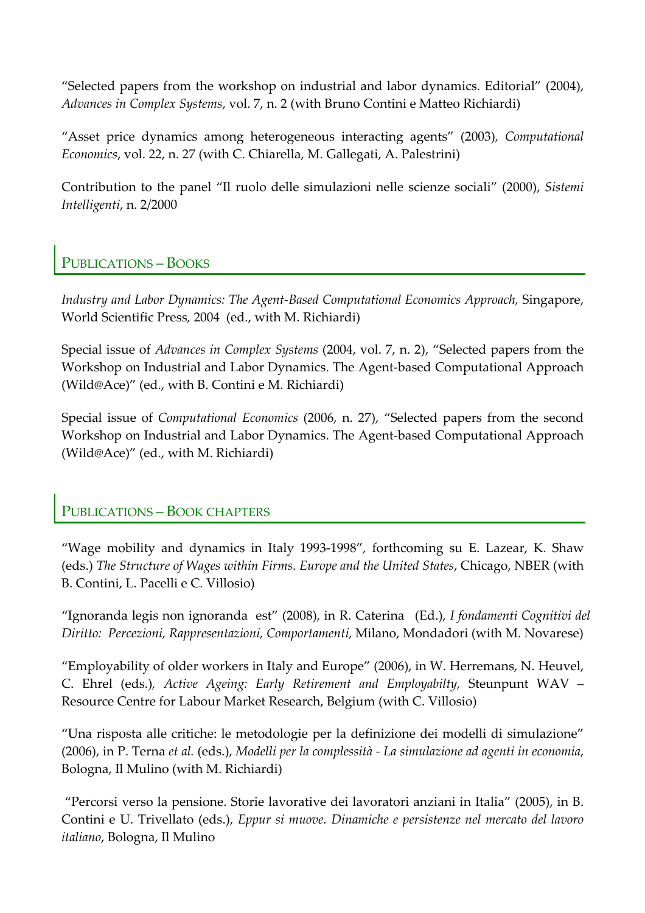"Selected papers from the workshop on industrial and labor dynamics. Editorial" (2004), *Advances in Complex Systems*, vol. 7, n. 2 (with Bruno Contini e Matteo Richiardi)

"Asset price dynamics among heterogeneous interacting agents" (2003), *Computational Economics*, vol. 22, n. 27 (with C. Chiarella, M. Gallegati, A. Palestrini)

Contribution to the panel "Il ruolo delle simulazioni nelle scienze sociali" (2000), *Sistemi Intelligenti*, n. 2/2000

## PUBLICATIONS – BOOKS

*Industry and Labor Dynamics: The Agent-Based Computational Economics Approach,* Singapore, World Scientific Press, 2004 (ed., with M. Richiardi)

Special issue of *Advances in Complex Systems* (2004, vol. 7, n. 2), "Selected papers from the Workshop on Industrial and Labor Dynamics. The Agent-based Computational Approach (Wild@Ace)" (ed., with B. Contini e M. Richiardi)

Special issue of *Computational Economics* (2006, n. 27), "Selected papers from the second Workshop on Industrial and Labor Dynamics. The Agent-based Computational Approach (Wild@Ace)" (ed., with M. Richiardi)

## PUBLICATIONS – BOOK CHAPTERS

"Wage mobility and dynamics in Italy 1993-1998", forthcoming su E. Lazear, K. Shaw (eds.) *The Structure of Wages within Firms. Europe and the United States*, Chicago, NBER (with B. Contini, L. Pacelli e C. Villosio)

"Ignoranda legis non ignoranda est" (2008), in R. Caterina (Ed.), *I fondamenti Cognitivi del Diritto: Percezioni, Rappresentazioni, Comportamenti*, Milano, Mondadori (with M. Novarese)

"Employability of older workers in Italy and Europe" (2006), in W. Herremans, N. Heuvel, C. Ehrel (eds.), *Active Ageing: Early Retirement and Employabilty,* Steunpunt WAV – Resource Centre for Labour Market Research, Belgium (with C. Villosio)

"Una risposta alle critiche: le metodologie per la definizione dei modelli di simulazione" (2006), in P. Terna *et al.* (eds.), *Modelli per la complessità - La simulazione ad agenti in economia*, Bologna, Il Mulino (with M. Richiardi)

"Percorsi verso la pensione. Storie lavorative dei lavoratori anziani in Italia" (2005), in B. Contini e U. Trivellato (eds.), *Eppur si muove. Dinamiche e persistenze nel mercato del lavoro italiano*, Bologna, Il Mulino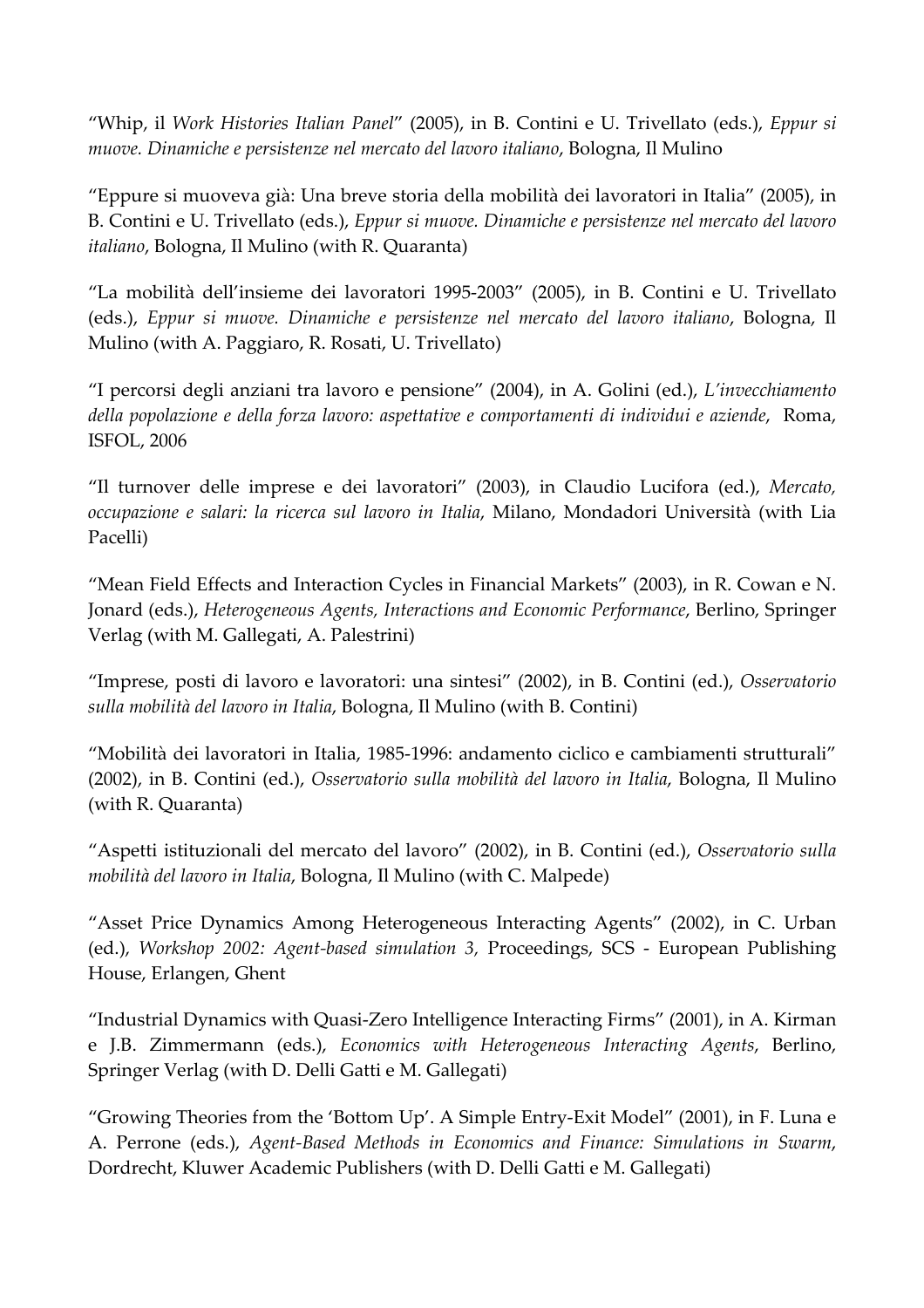"Whip, il *Work Histories Italian Panel*" (2005), in B. Contini e U. Trivellato (eds.), *Eppur si muove. Dinamiche e persistenze nel mercato del lavoro italiano*, Bologna, Il Mulino

"Eppure si muoveva già: Una breve storia della mobilità dei lavoratori in Italia" (2005), in B. Contini e U. Trivellato (eds.), *Eppur si muove. Dinamiche e persistenze nel mercato del lavoro italiano*, Bologna, Il Mulino (with R. Quaranta)

"La mobilità dell'insieme dei lavoratori 1995-2003" (2005), in B. Contini e U. Trivellato (eds.), *Eppur si muove. Dinamiche e persistenze nel mercato del lavoro italiano*, Bologna, Il Mulino (with A. Paggiaro, R. Rosati, U. Trivellato)

"I percorsi degli anziani tra lavoro e pensione" (2004), in A. Golini (ed.), *L'invecchiamento della popolazione e della forza lavoro: aspettative e comportamenti di individui e aziende*, Roma, ISFOL, 2006

"Il turnover delle imprese e dei lavoratori" (2003), in Claudio Lucifora (ed.), *Mercato, occupazione e salari: la ricerca sul lavoro in Italia*, Milano, Mondadori Università (with Lia Pacelli)

"Mean Field Effects and Interaction Cycles in Financial Markets" (2003), in R. Cowan e N. Jonard (eds.), *Heterogeneous Agents, Interactions and Economic Performance*, Berlino, Springer Verlag (with M. Gallegati, A. Palestrini)

"Imprese, posti di lavoro e lavoratori: una sintesi" (2002), in B. Contini (ed.), *Osservatorio sulla mobilità del lavoro in Italia*, Bologna, Il Mulino (with B. Contini)

"Mobilità dei lavoratori in Italia, 1985-1996: andamento ciclico e cambiamenti strutturali" (2002), in B. Contini (ed.), *Osservatorio sulla mobilità del lavoro in Italia*, Bologna, Il Mulino (with R. Quaranta)

"Aspetti istituzionali del mercato del lavoro" (2002), in B. Contini (ed.), *Osservatorio sulla mobilità del lavoro in Italia*, Bologna, Il Mulino (with C. Malpede)

"Asset Price Dynamics Among Heterogeneous Interacting Agents" (2002), in C. Urban (ed.), *Workshop 2002: Agent-based simulation 3,* Proceedings, SCS - European Publishing House, Erlangen, Ghent

"Industrial Dynamics with Quasi-Zero Intelligence Interacting Firms" (2001), in A. Kirman e J.B. Zimmermann (eds.), *Economics with Heterogeneous Interacting Agents*, Berlino, Springer Verlag (with D. Delli Gatti e M. Gallegati)

"Growing Theories from the 'Bottom Up'. A Simple Entry-Exit Model" (2001), in F. Luna e A. Perrone (eds.), *Agent-Based Methods in Economics and Finance: Simulations in Swarm*, Dordrecht, Kluwer Academic Publishers (with D. Delli Gatti e M. Gallegati)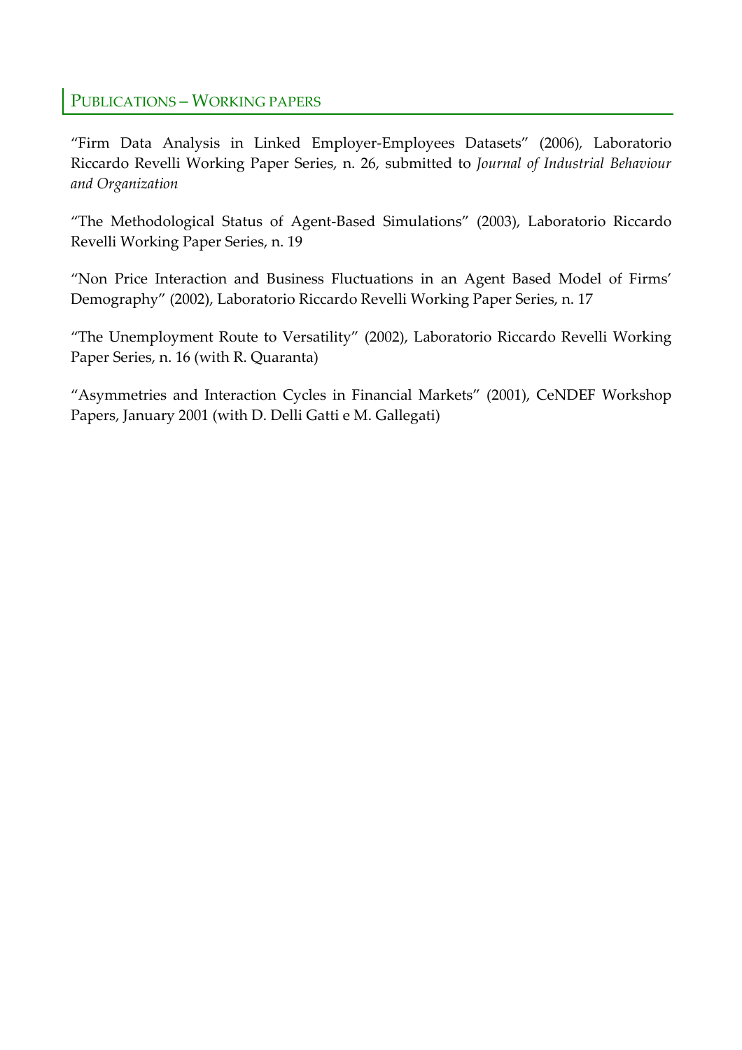## Publications – Working papers

"Firm Data Analysis in Linked Employer-Employees Datasets" (2006), Laboratorio Riccardo Revelli Working Paper Series, n. 26, submitted to *Journal of Industrial Behaviour and Organization*

"The Methodological Status of Agent-Based Simulations" (2003), Laboratorio Riccardo Revelli Working Paper Series, n. 19

"Non Price Interaction and Business Fluctuations in an Agent Based Model of Firms' Demography" (2002), Laboratorio Riccardo Revelli Working Paper Series, n. 17

"The Unemployment Route to Versatility" (2002), Laboratorio Riccardo Revelli Working Paper Series, n. 16 (with R. Quaranta)

"Asymmetries and Interaction Cycles in Financial Markets" (2001), CeNDEF Workshop Papers, January 2001 (with D. Delli Gatti e M. Gallegati)